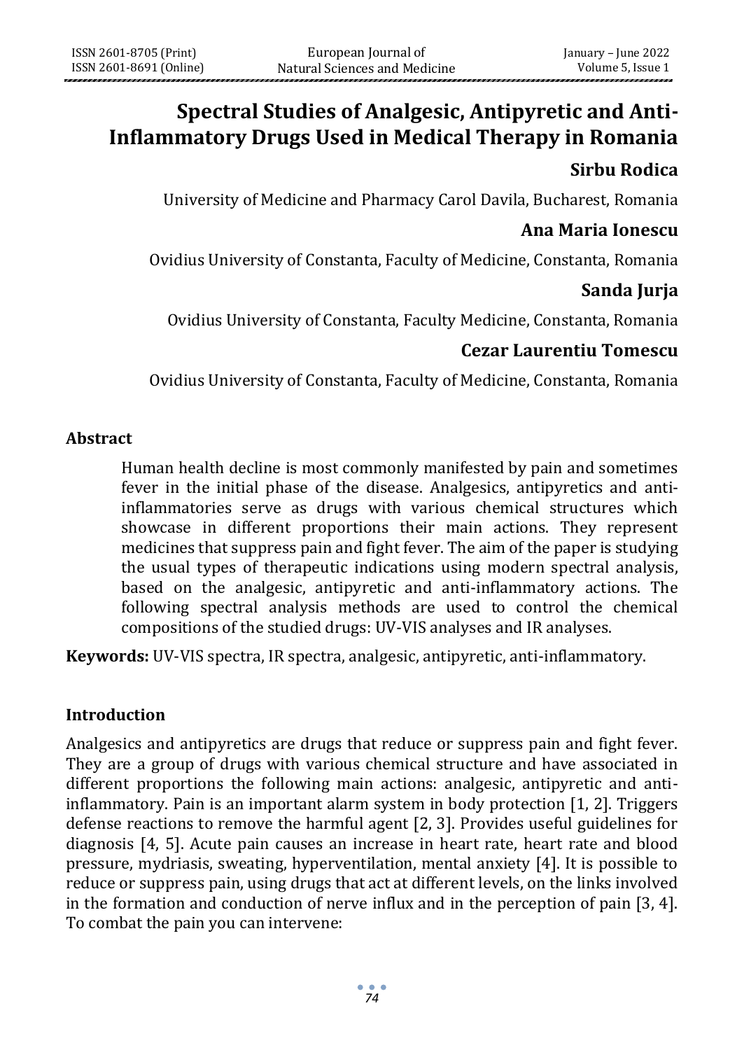# Spectral Studies of Analgesic, Antipyretic and Anti-Inflammatory Drugs Used in Medical Therapy in Romania

**Sirbu Rodica**

University of Medicine and Pharmacy Carol Davila, Bucharest, Romania

**Ana Maria Ionescu**

Ovidius University of Constanta, Faculty of Medicine, Constanta, Romania

**Sanda Jurja**

Ovidius University of Constanta, Faculty Medicine, Constanta, Romania

**Cezar Laurentiu Tomescu**

Ovidius University of Constanta, Faculty of Medicine, Constanta, Romania

## Abstract

Human health decline is most commonly manifested by pain and sometimes fever in the initial phase of the disease. Analgesics, antipyretics and anti-inflammatories serve as drugs with various chemical structures which showcase in different proportions their main actions. They represent medicines that suppress pain and fight fever. The aim of the paper is studying the usual types of therapeutic indications using modern spectral analysis, based on the analgesic, antipyretic and anti-inflammatory actions. The following spectral analysis methods are used to control the chemical compositions of the studied drugs: UV-VIS analyses and IR analyses.

**Keywords:** UV-VIS spectra, IR spectra, analgesic, antipyretic, anti-inflammatory.

## Introduction

Analgesics and antipyretics are drugs that reduce or suppress pain and fight fever. They are a group of drugs with various chemical structure and have associated in different proportions the following main actions: analgesic, antipyretic and anti-inflammatory. Pain is an important alarm system in body protection [1, 2]. Triggers defense reactions to remove the harmful agent [2, 3]. Provides useful guidelines for diagnosis [4, 5]. Acute pain causes an increase in heart rate, heart rate and blood pressure, mydriasis, sweating, hyperventilation, mental anxiety [4]. It is possible to reduce or suppress pain, using drugs that act at different levels, on the links involved in the formation and conduction of nerve influx and in the perception of pain [3, 4]. To combat the pain you can intervene: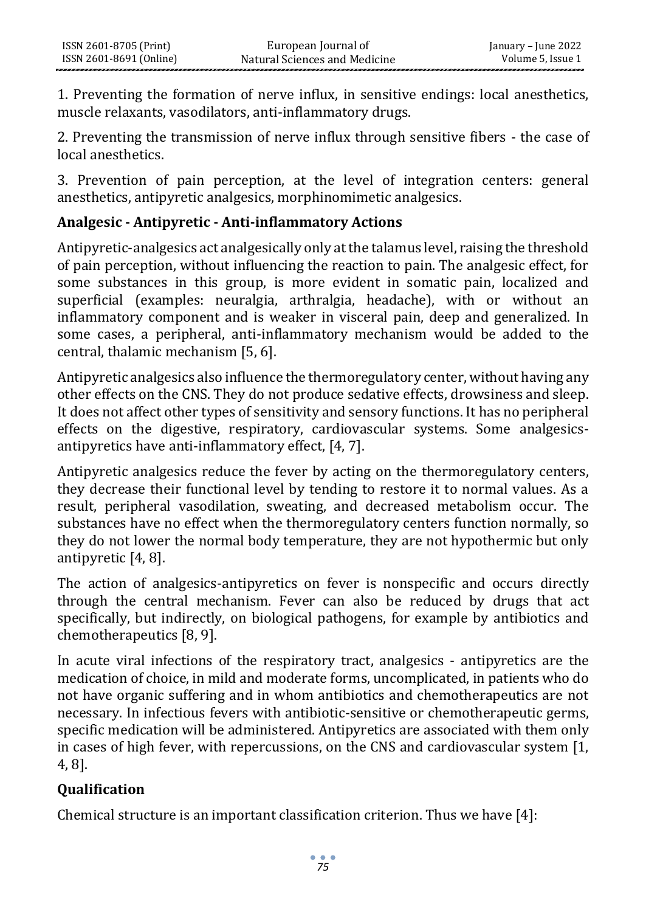1. Preventing the formation of nerve influx, in sensitive endings: local anesthetics, muscle relaxants, vasodilators, anti-inflammatory drugs.

2. Preventing the transmission of nerve influx through sensitive fibers - the case of local anesthetics.

3. Prevention of pain perception, at the level of integration centers: general anesthetics, antipyretic analgesics, morphinomimetic analgesics.

### Analgesic - Antipyretic - Anti-inflammatory Actions

Antipyretic-analgesics act analgesically only at the talamus level, raising the threshold of pain perception, without influencing the reaction to pain. The analgesic effect, for some substances in this group, is more evident in somatic pain, localized and superficial (examples: neuralgia, arthralgia, headache), with or without an inflammatory component and is weaker in visceral pain, deep and generalized. In some cases, a peripheral, anti-inflammatory mechanism would be added to the central, thalamic mechanism [5, 6].

Antipyretic analgesics also influence the thermoregulatory center, without having any other effects on the CNS. They do not produce sedative effects, drowsiness and sleep. It does not affect other types of sensitivity and sensory functions. It has no peripheral effects on the digestive, respiratory, cardiovascular systems. Some analgesics-antipyretics have anti-inflammatory effect, [4, 7].

Antipyretic analgesics reduce the fever by acting on the thermoregulatory centers, they decrease their functional level by tending to restore it to normal values. As a result, peripheral vasodilation, sweating, and decreased metabolism occur. The substances have no effect when the thermoregulatory centers function normally, so they do not lower the normal body temperature, they are not hypothermic but only antipyretic [4, 8].

The action of analgesics-antipyretics on fever is nonspecific and occurs directly through the central mechanism. Fever can also be reduced by drugs that act specifically, but indirectly, on biological pathogens, for example by antibiotics and chemotherapeutics [8, 9].

In acute viral infections of the respiratory tract, analgesics - antipyretics are the medication of choice, in mild and moderate forms, uncomplicated, in patients who do not have organic suffering and in whom antibiotics and chemotherapeutics are not necessary. In infectious fevers with antibiotic-sensitive or chemotherapeutic germs, specific medication will be administered. Antipyretics are associated with them only in cases of high fever, with repercussions, on the CNS and cardiovascular system [1, 4, 8].

### Qualification

Chemical structure is an important classification criterion. Thus we have [4]: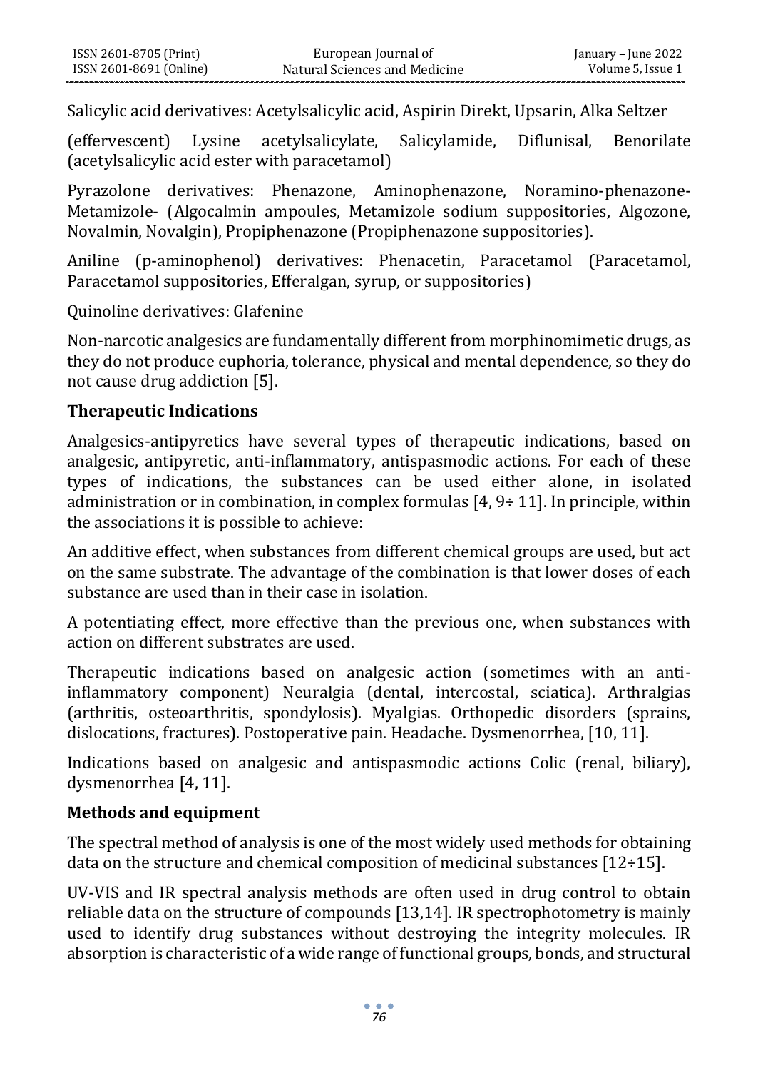Salicylic acid derivatives: Acetylsalicylic acid, Aspirin Direkt, Upsarin, Alka Seltzer

(effervescent) Lysine acetylsalicylate, Salicylamide, Diflunisal, Benorilate (acetylsalicylic acid ester with paracetamol)

Pyrazolone derivatives: Phenazone, Aminophenazone, Noramino-phenazone-Metamizole- (Algocalmin ampoules, Metamizole sodium suppositories, Algozone, Novalmin, Novalgin), Propiphenazone (Propiphenazone suppositories).

Aniline (p-aminophenol) derivatives: Phenacetin, Paracetamol (Paracetamol, Paracetamol suppositories, Efferalgan, syrup, or suppositories)

Quinoline derivatives: Glafenine

Non-narcotic analgesics are fundamentally different from morphinomimetic drugs, as they do not produce euphoria, tolerance, physical and mental dependence, so they do not cause drug addiction [5].

## Therapeutic Indications

Analgesics-antipyretics have several types of therapeutic indications, based on analgesic, antipyretic, anti-inflammatory, antispasmodic actions. For each of these types of indications, the substances can be used either alone, in isolated administration or in combination, in complex formulas [4, 9÷ 11]. In principle, within the associations it is possible to achieve:

An additive effect, when substances from different chemical groups are used, but act on the same substrate. The advantage of the combination is that lower doses of each substance are used than in their case in isolation.

A potentiating effect, more effective than the previous one, when substances with action on different substrates are used.

Therapeutic indications based on analgesic action (sometimes with an anti-inflammatory component) Neuralgia (dental, intercostal, sciatica). Arthralgias (arthritis, osteoarthritis, spondylosis). Myalgias. Orthopedic disorders (sprains, dislocations, fractures). Postoperative pain. Headache. Dysmenorrhea, [10, 11].

Indications based on analgesic and antispasmodic actions Colic (renal, biliary), dysmenorrhea [4, 11].

## Methods and equipment

The spectral method of analysis is one of the most widely used methods for obtaining data on the structure and chemical composition of medicinal substances [12÷15].

UV-VIS and IR spectral analysis methods are often used in drug control to obtain reliable data on the structure of compounds [13,14]. IR spectrophotometry is mainly used to identify drug substances without destroying the integrity molecules. IR absorption is characteristic of a wide range of functional groups, bonds, and structural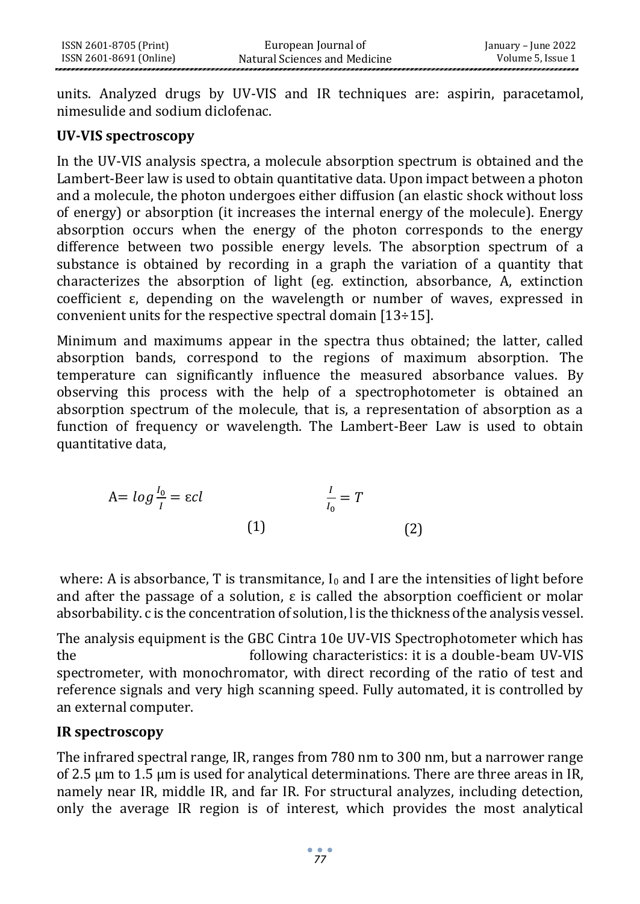units. Analyzed drugs by UV-VIS and IR techniques are: aspirin, paracetamol, nimesulide and sodium diclofenac.

**UV-VIS spectroscopy**

In the UV-VIS analysis spectra, a molecule absorption spectrum is obtained and the Lambert-Beer law is used to obtain quantitative data. Upon impact between a photon and a molecule, the photon undergoes either diffusion (an elastic shock without loss of energy) or absorption (it increases the internal energy of the molecule). Energy absorption occurs when the energy of the photon corresponds to the energy difference between two possible energy levels. The absorption spectrum of a substance is obtained by recording in a graph the variation of a quantity that characterizes the absorption of light (eg. extinction, absorbance, A, extinction coefficient ε, depending on the wavelength or number of waves, expressed in convenient units for the respective spectral domain [13÷15].

Minimum and maximums appear in the spectra thus obtained; the latter, called absorption bands, correspond to the regions of maximum absorption. The temperature can significantly influence the measured absorbance values. By observing this process with the help of a spectrophotometer is obtained an absorption spectrum of the molecule, that is, a representation of absorption as a function of frequency or wavelength. The Lambert-Beer Law is used to obtain quantitative data,

$$A = log\frac{I_0}{I} = \varepsilon cl \quad (1) \qquad \frac{I}{I_0} = T \quad (2)$$

where: A is absorbance, T is transmitance, $I_0$ and I are the intensities of light before and after the passage of a solution, ε is called the absorption coefficient or molar absorbability. c is the concentration of solution, l is the thickness of the analysis vessel.

The analysis equipment is the GBC Cintra 10e UV-VIS Spectrophotometer which has the following characteristics: it is a double-beam UV-VIS spectrometer, with monochromator, with direct recording of the ratio of test and reference signals and very high scanning speed. Fully automated, it is controlled by an external computer.

**IR spectroscopy**

The infrared spectral range, IR, ranges from 780 nm to 300 nm, but a narrower range of 2.5 μm to 1.5 μm is used for analytical determinations. There are three areas in IR, namely near IR, middle IR, and far IR. For structural analyzes, including detection, only the average IR region is of interest, which provides the most analytical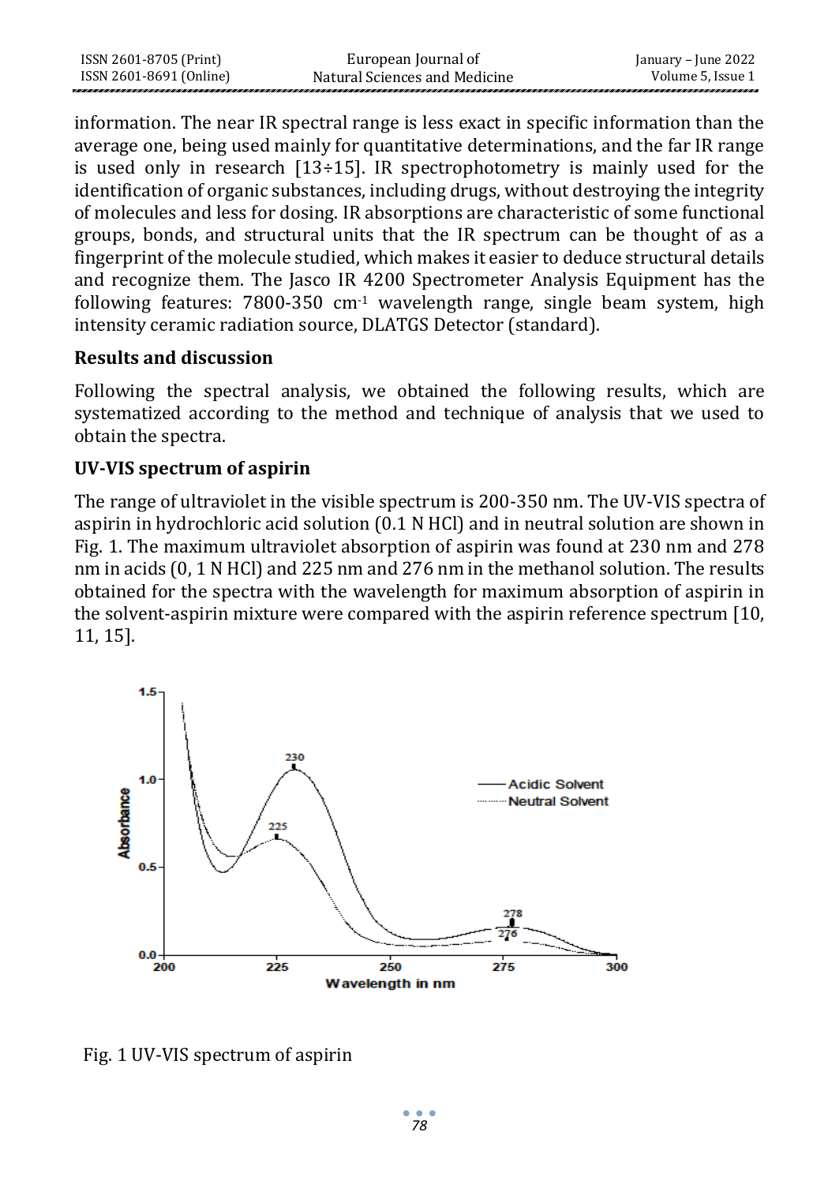information. The near IR spectral range is less exact in specific information than the average one, being used mainly for quantitative determinations, and the far IR range is used only in research [13÷15]. IR spectrophotometry is mainly used for the identification of organic substances, including drugs, without destroying the integrity of molecules and less for dosing. IR absorptions are characteristic of some functional groups, bonds, and structural units that the IR spectrum can be thought of as a fingerprint of the molecule studied, which makes it easier to deduce structural details and recognize them. The Jasco IR 4200 Spectrometer Analysis Equipment has the following features: 7800-350 $cm^{-1}$ wavelength range, single beam system, high intensity ceramic radiation source, DLATGS Detector (standard).

## Results and discussion

Following the spectral analysis, we obtained the following results, which are systematized according to the method and technique of analysis that we used to obtain the spectra.

### UV-VIS spectrum of aspirin

The range of ultraviolet in the visible spectrum is 200-350 nm. The UV-VIS spectra of aspirin in hydrochloric acid solution (0.1 N HCl) and in neutral solution are shown in Fig. 1. The maximum ultraviolet absorption of aspirin was found at 230 nm and 278 nm in acids (0, 1 N HCl) and 225 nm and 276 nm in the methanol solution. The results obtained for the spectra with the wavelength for maximum absorption of aspirin in the solvent-aspirin mixture were compared with the aspirin reference spectrum [10, 11, 15].

Fig. 1 UV-VIS spectrum of aspirin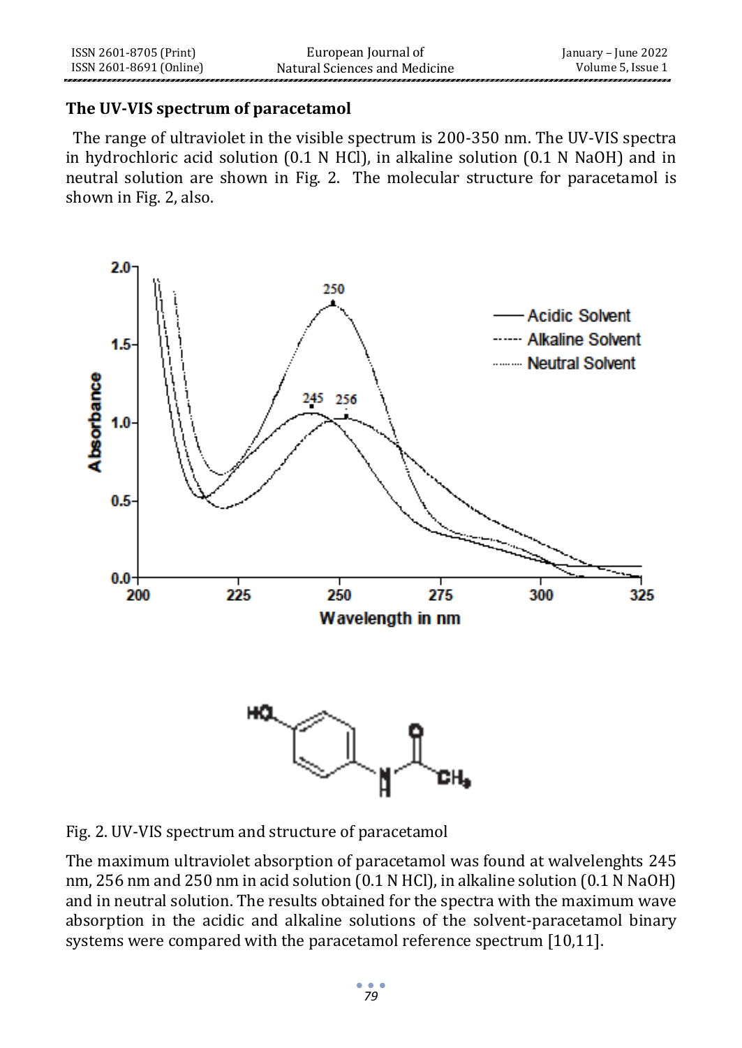### The UV-VIS spectrum of paracetamol

The range of ultraviolet in the visible spectrum is 200-350 nm. The UV-VIS spectra in hydrochloric acid solution (0.1 N HCl), in alkaline solution (0.1 N NaOH) and in neutral solution are shown in Fig. 2. The molecular structure for paracetamol is shown in Fig. 2, also.

Fig. 2. UV-VIS spectrum and structure of paracetamol

The maximum ultraviolet absorption of paracetamol was found at walvelenghts 245 nm, 256 nm and 250 nm in acid solution (0.1 N HCl), in alkaline solution (0.1 N NaOH) and in neutral solution. The results obtained for the spectra with the maximum wave absorption in the acidic and alkaline solutions of the solvent-paracetamol binary systems were compared with the paracetamol reference spectrum [10,11].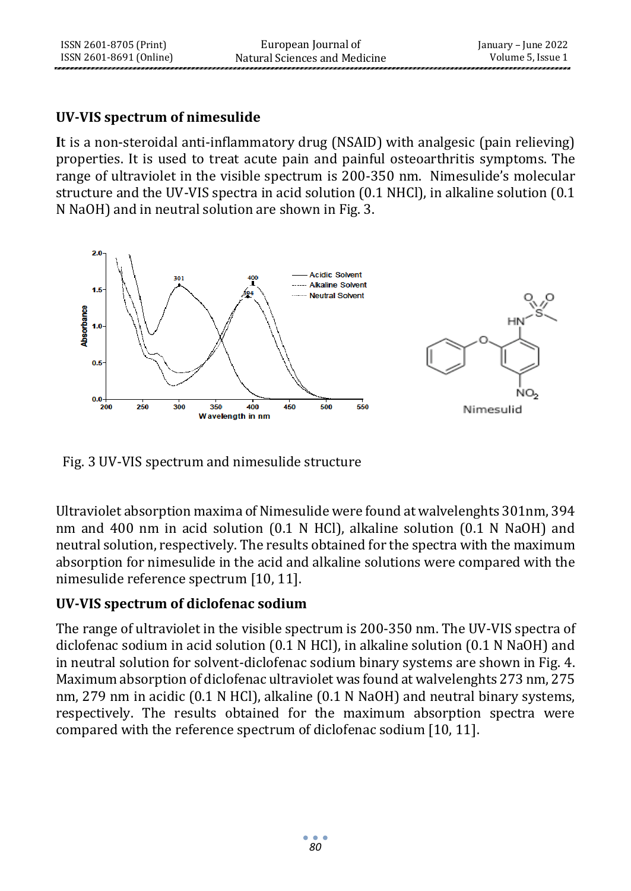## UV-VIS spectrum of nimesulide

It is a non-steroidal anti-inflammatory drug (NSAID) with analgesic (pain relieving) properties. It is used to treat acute pain and painful osteoarthritis symptoms. The range of ultraviolet in the visible spectrum is 200-350 nm. Nimesulide's molecular structure and the UV-VIS spectra in acid solution (0.1 NHCl), in alkaline solution (0.1 N NaOH) and in neutral solution are shown in Fig. 3.

Fig. 3 UV-VIS spectrum and nimesulide structure

Ultraviolet absorption maxima of Nimesulide were found at walvelenghts 301nm, 394 nm and 400 nm in acid solution (0.1 N HCl), alkaline solution (0.1 N NaOH) and neutral solution, respectively. The results obtained for the spectra with the maximum absorption for nimesulide in the acid and alkaline solutions were compared with the nimesulide reference spectrum [10, 11].

## UV-VIS spectrum of diclofenac sodium

The range of ultraviolet in the visible spectrum is 200-350 nm. The UV-VIS spectra of diclofenac sodium in acid solution (0.1 N HCl), in alkaline solution (0.1 N NaOH) and in neutral solution for solvent-diclofenac sodium binary systems are shown in Fig. 4. Maximum absorption of diclofenac ultraviolet was found at walvelenghts 273 nm, 275 nm, 279 nm in acidic (0.1 N HCl), alkaline (0.1 N NaOH) and neutral binary systems, respectively. The results obtained for the maximum absorption spectra were compared with the reference spectrum of diclofenac sodium [10, 11].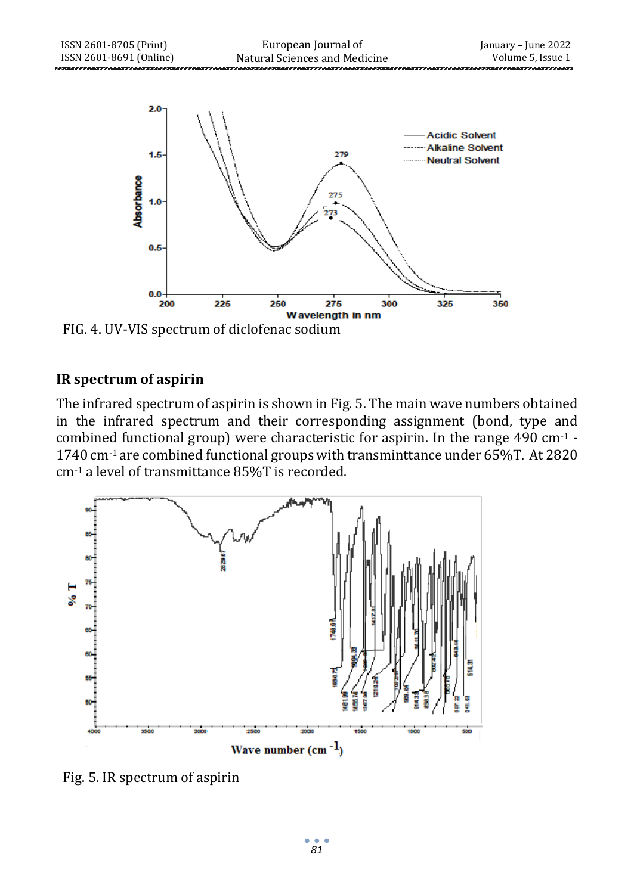FIG. 4. UV-VIS spectrum of diclofenac sodium

## IR spectrum of aspirin

The infrared spectrum of aspirin is shown in Fig. 5. The main wave numbers obtained in the infrared spectrum and their corresponding assignment (bond, type and combined functional group) were characteristic for aspirin. In the range 490 $cm^{-1}$ - 1740 $cm^{-1}$ are combined functional groups with transminttance under 65%T. At 2820 $cm^{-1}$ a level of transmittance 85%T is recorded.

Fig. 5. IR spectrum of aspirin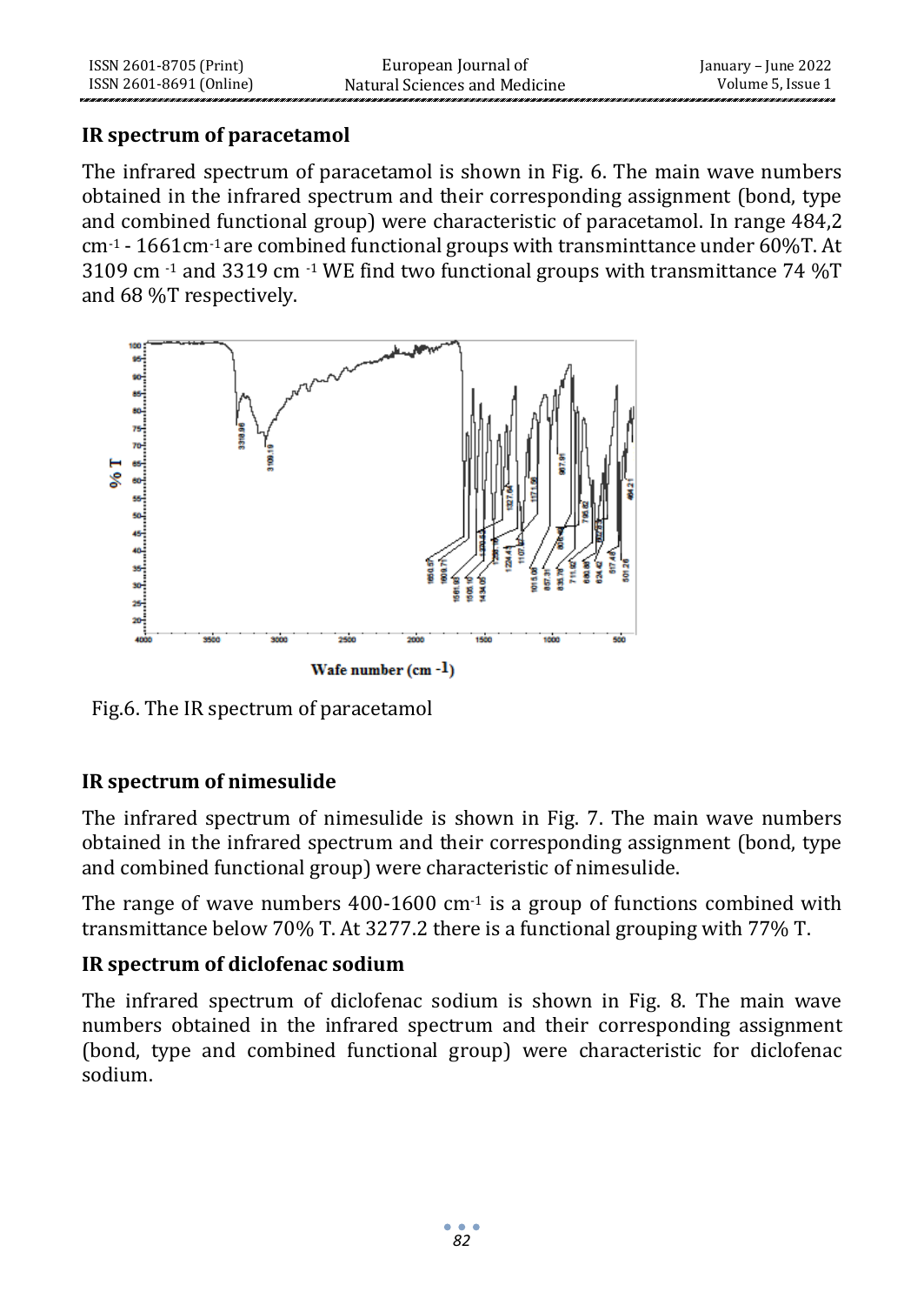### IR spectrum of paracetamol

The infrared spectrum of paracetamol is shown in Fig. 6. The main wave numbers obtained in the infrared spectrum and their corresponding assignment (bond, type and combined functional group) were characteristic of paracetamol. In range 484,2 $cm^{-1}$ - 1661$cm^{-1}$ are combined functional groups with transminttance under 60%T. At 3109 $cm^{-1}$ and 3319 $cm^{-1}$ WE find two functional groups with transmittance 74 %T and 68 %T respectively.

Fig.6. The IR spectrum of paracetamol

### IR spectrum of nimesulide

The infrared spectrum of nimesulide is shown in Fig. 7. The main wave numbers obtained in the infrared spectrum and their corresponding assignment (bond, type and combined functional group) were characteristic of nimesulide.

The range of wave numbers 400-1600 $cm^{-1}$ is a group of functions combined with transmittance below 70% T. At 3277.2 there is a functional grouping with 77% T.

### IR spectrum of diclofenac sodium

The infrared spectrum of diclofenac sodium is shown in Fig. 8. The main wave numbers obtained in the infrared spectrum and their corresponding assignment (bond, type and combined functional group) were characteristic for diclofenac sodium.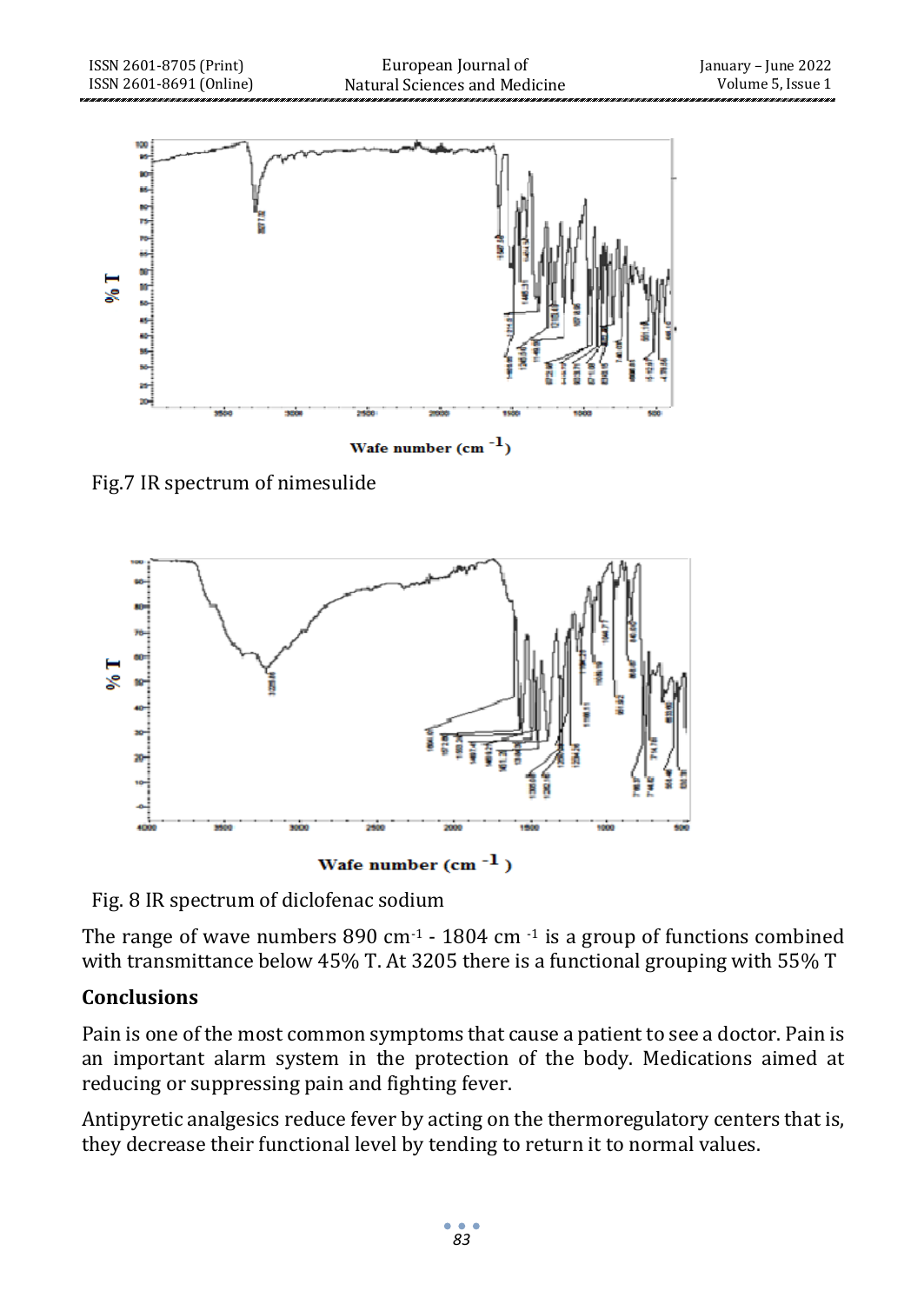Fig.7 IR spectrum of nimesulide

Fig. 8 IR spectrum of diclofenac sodium

The range of wave numbers 890 cm$^{-1}$ - 1804 cm$^{-1}$ is a group of functions combined with transmittance below 45% T. At 3205 there is a functional grouping with 55% T

## Conclusions

Pain is one of the most common symptoms that cause a patient to see a doctor. Pain is an important alarm system in the protection of the body. Medications aimed at reducing or suppressing pain and fighting fever.

Antipyretic analgesics reduce fever by acting on the thermoregulatory centers that is, they decrease their functional level by tending to return it to normal values.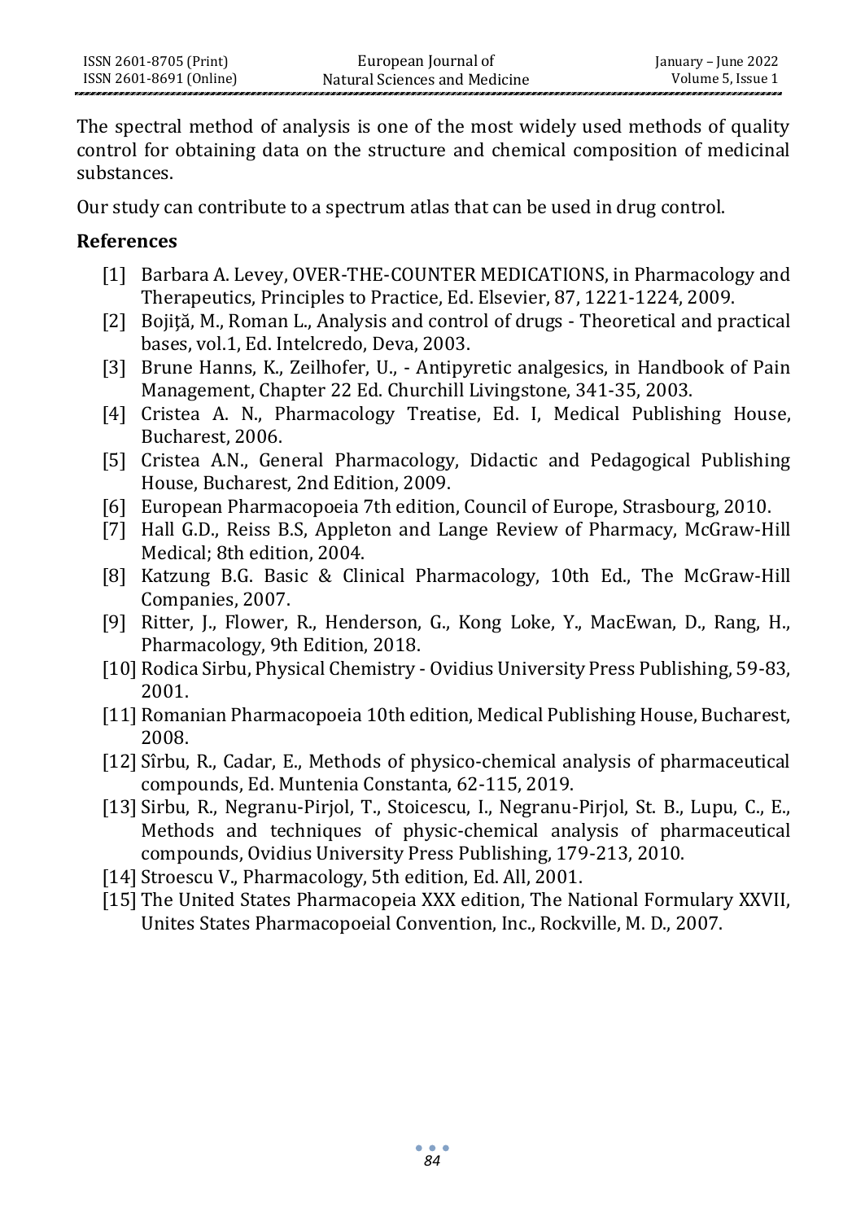The spectral method of analysis is one of the most widely used methods of quality control for obtaining data on the structure and chemical composition of medicinal substances.

Our study can contribute to a spectrum atlas that can be used in drug control.

## References

[1] Barbara A. Levey, OVER-THE-COUNTER MEDICATIONS, in Pharmacology and Therapeutics, Principles to Practice, Ed. Elsevier, 87, 1221-1224, 2009.

[2] Bojiţă, M., Roman L., Analysis and control of drugs - Theoretical and practical bases, vol.1, Ed. Intelcredo, Deva, 2003.

[3] Brune Hanns, K., Zeilhofer, U., - Antipyretic analgesics, in Handbook of Pain Management, Chapter 22 Ed. Churchill Livingstone, 341-35, 2003.

[4] Cristea A. N., Pharmacology Treatise, Ed. I, Medical Publishing House, Bucharest, 2006.

[5] Cristea A.N., General Pharmacology, Didactic and Pedagogical Publishing House, Bucharest, 2nd Edition, 2009.

[6] European Pharmacopoeia 7th edition, Council of Europe, Strasbourg, 2010.

[7] Hall G.D., Reiss B.S, Appleton and Lange Review of Pharmacy, McGraw-Hill Medical; 8th edition, 2004.

[8] Katzung B.G. Basic & Clinical Pharmacology, 10th Ed., The McGraw-Hill Companies, 2007.

[9] Ritter, J., Flower, R., Henderson, G., Kong Loke, Y., MacEwan, D., Rang, H., Pharmacology, 9th Edition, 2018.

[10] Rodica Sirbu, Physical Chemistry - Ovidius University Press Publishing, 59-83, 2001.

[11] Romanian Pharmacopoeia 10th edition, Medical Publishing House, Bucharest, 2008.

[12] Sîrbu, R., Cadar, E., Methods of physico-chemical analysis of pharmaceutical compounds, Ed. Muntenia Constanta, 62-115, 2019.

[13] Sirbu, R., Negranu-Pirjol, T., Stoicescu, I., Negranu-Pirjol, St. B., Lupu, C., E., Methods and techniques of physic-chemical analysis of pharmaceutical compounds, Ovidius University Press Publishing, 179-213, 2010.

[14] Stroescu V., Pharmacology, 5th edition, Ed. All, 2001.

[15] The United States Pharmacopeia XXX edition, The National Formulary XXVII, Unites States Pharmacopoeial Convention, Inc., Rockville, M. D., 2007.